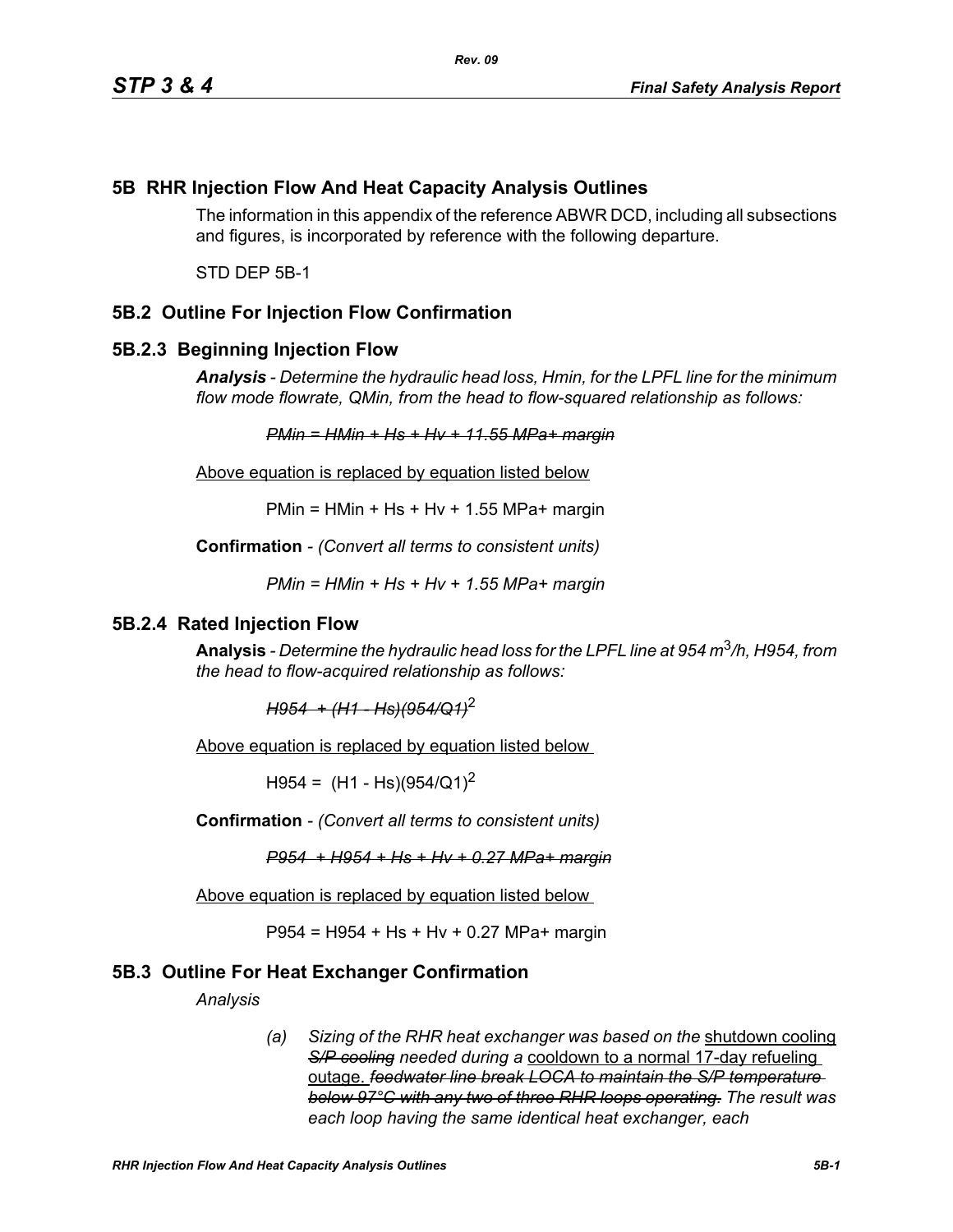## 5B RHR Injection Flow And Heat Capacity Analysis Outlines

The information in this appendix of the reference ABWR DCD, including all subsections and figures, is incorporated by reference with the following departure.

STD DEP 5B-1

## 5B.2 Outline For Injection Flow Confirmation

### 5B.2.3 Beginning Injection Flow

***Analysis*** - *Determine the hydraulic head loss, Hmin, for the LPFL line for the minimum flow mode flowrate, QMin, from the head to flow-squared relationship as follows:*

~~*PMin = HMin + Hs + Hv + 11.55 MPa+ margin*~~

Above equation is replaced by equation listed below

PMin = HMin + Hs + Hv + 1.55 MPa+ margin

**Confirmation** - *(Convert all terms to consistent units)*

*PMin = HMin + Hs + Hv + 1.55 MPa+ margin*

### 5B.2.4 Rated Injection Flow

**Analysis** - *Determine the hydraulic head loss for the LPFL line at 954 $m^3/h$, H954, from the head to flow-acquired relationship as follows:*

~~*H954 + (H1 - Hs)(954/Q1)*~~$^2$

Above equation is replaced by equation listed below

H954 = (H1 - Hs)(954/Q1)$^2$

**Confirmation** - *(Convert all terms to consistent units)*

~~*P954 + H954 + Hs + Hv + 0.27 MPa+ margin*~~

Above equation is replaced by equation listed below

P954 = H954 + Hs + Hv + 0.27 MPa+ margin

## 5B.3 Outline For Heat Exchanger Confirmation

*Analysis*

(a) *Sizing of the RHR heat exchanger was based on the* shutdown cooling ~~*S/P cooling*~~ *needed during a* cooldown to a normal 17-day refueling outage. ~~*feedwater line break LOCA to maintain the S/P temperature below 97°C with any two of three RHR loops operating.*~~ *The result was each loop having the same identical heat exchanger, each*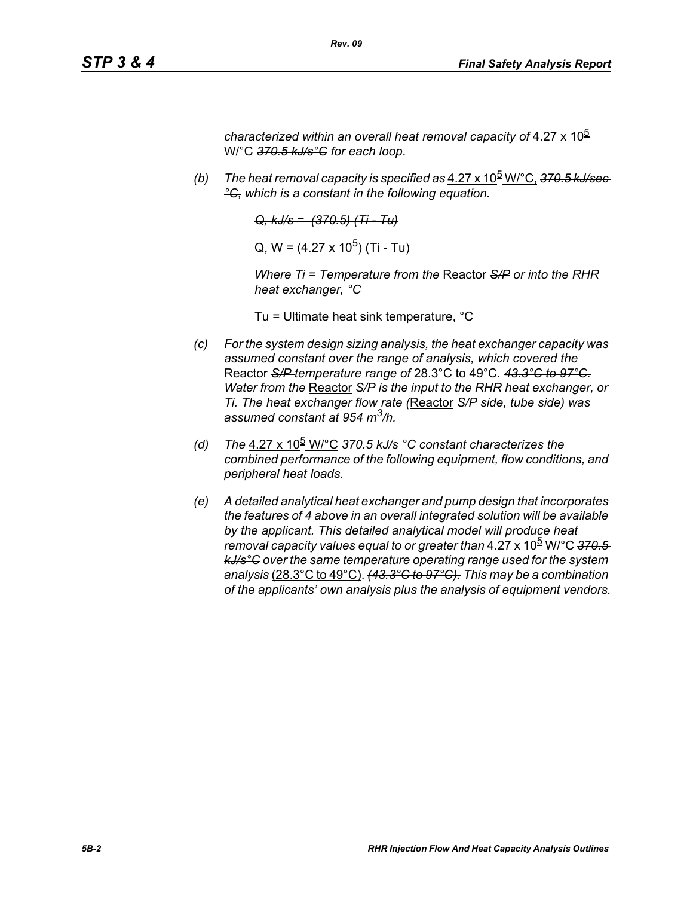*characterized within an overall heat removal capacity of* 4.27 x $10^5$ W/°C ~~*370.5 kJ/s°C*~~ *for each loop.*

*(b)* *The heat removal capacity is specified as* 4.27 x $10^5$ W/°C, ~~*370.5 kJ/sec °C,*~~ *which is a constant in the following equation.*

~~*Q, kJ/s = (370.5) (Ti - Tu)*~~

Q, W = (4.27 x $10^5$) (Ti - Tu)

*Where Ti = Temperature from the* Reactor ~~*S/P*~~ *or into the RHR heat exchanger, °C*

Tu = Ultimate heat sink temperature, °C

*(c)* *For the system design sizing analysis, the heat exchanger capacity was assumed constant over the range of analysis, which covered the* Reactor ~~*S/P*~~ *temperature range of* 28.3°C to 49°C. ~~*43.3°C to 97°C.*~~ *Water from the* Reactor ~~*S/P*~~ *is the input to the RHR heat exchanger, or Ti. The heat exchanger flow rate (*Reactor ~~*S/P*~~ *side, tube side) was assumed constant at 954 $m^3$/h.*

*(d)* *The* 4.27 x $10^5$ W/°C ~~*370.5 kJ/s °C*~~ *constant characterizes the combined performance of the following equipment, flow conditions, and peripheral heat loads.*

*(e)* *A detailed analytical heat exchanger and pump design that incorporates the features* ~~*of 4 above*~~ *in an overall integrated solution will be available by the applicant. This detailed analytical model will produce heat removal capacity values equal to or greater than* 4.27 x $10^5$ W/°C ~~*370.5 kJ/s°C*~~ *over the same temperature operating range used for the system analysis* (28.3°C to 49°C). ~~*(43.3°C to 97°C).*~~ *This may be a combination of the applicants' own analysis plus the analysis of equipment vendors.*